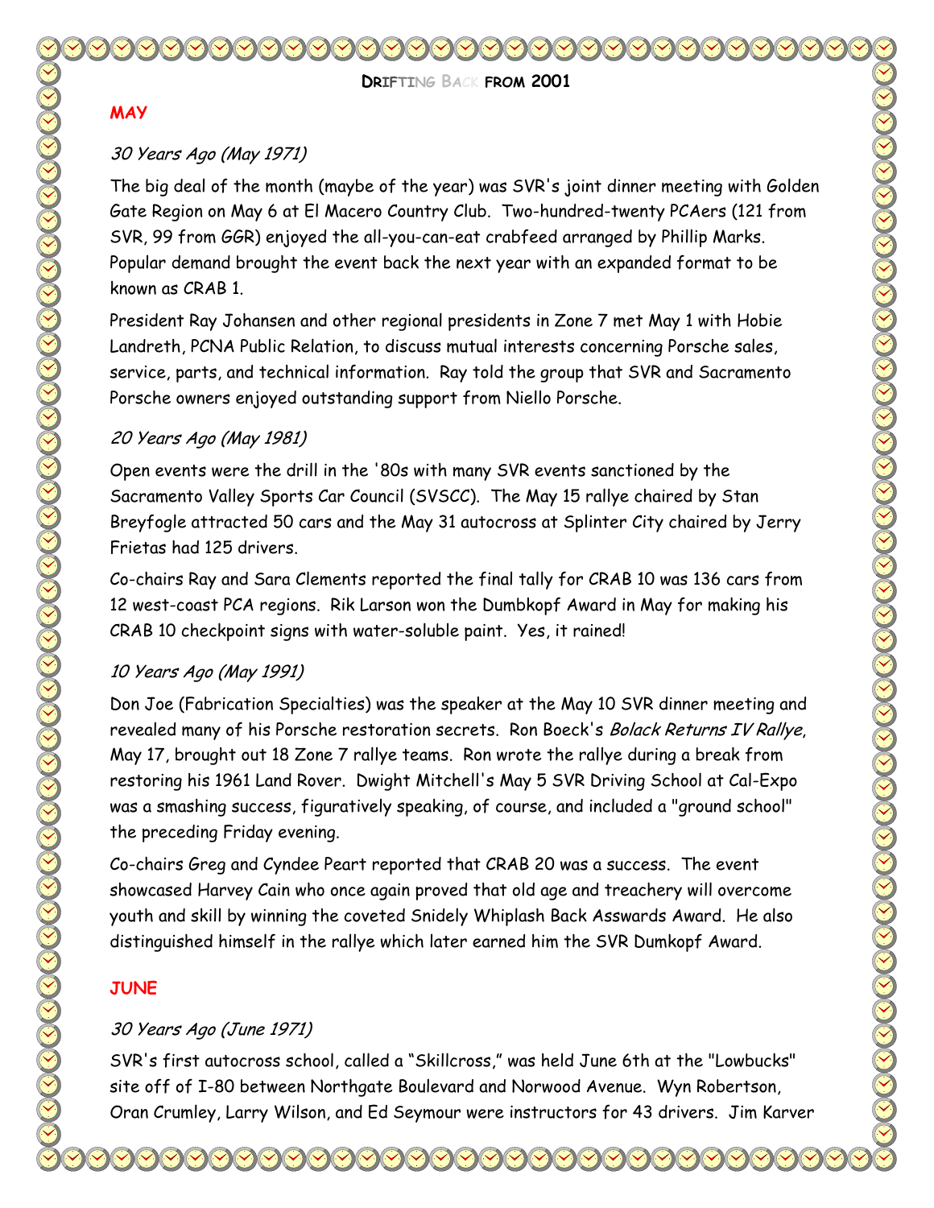# DRIFTING BACK FROM 2001

## MAY

### *30 Years Ago (May 1971)*

The big deal of the month (maybe of the year) was SVR's joint dinner meeting with Golden Gate Region on May 6 at El Macero Country Club. Two-hundred-twenty PCAers (121 from SVR, 99 from GGR) enjoyed the all-you-can-eat crabfeed arranged by Phillip Marks. Popular demand brought the event back the next year with an expanded format to be known as CRAB 1.

President Ray Johansen and other regional presidents in Zone 7 met May 1 with Hobie Landreth, PCNA Public Relation, to discuss mutual interests concerning Porsche sales, service, parts, and technical information. Ray told the group that SVR and Sacramento Porsche owners enjoyed outstanding support from Niello Porsche.

### *20 Years Ago (May 1981)*

Open events were the drill in the '80s with many SVR events sanctioned by the Sacramento Valley Sports Car Council (SVSCC). The May 15 rallye chaired by Stan Breyfogle attracted 50 cars and the May 31 autocross at Splinter City chaired by Jerry Frietas had 125 drivers.

Co-chairs Ray and Sara Clements reported the final tally for CRAB 10 was 136 cars from 12 west-coast PCA regions. Rik Larson won the Dumbkopf Award in May for making his CRAB 10 checkpoint signs with water-soluble paint. Yes, it rained!

### *10 Years Ago (May 1991)*

Don Joe (Fabrication Specialties) was the speaker at the May 10 SVR dinner meeting and revealed many of his Porsche restoration secrets. Ron Boeck's *Bolack Returns IV Rallye*, May 17, brought out 18 Zone 7 rallye teams. Ron wrote the rallye during a break from restoring his 1961 Land Rover. Dwight Mitchell's May 5 SVR Driving School at Cal-Expo was a smashing success, figuratively speaking, of course, and included a "ground school" the preceding Friday evening.

Co-chairs Greg and Cyndee Peart reported that CRAB 20 was a success. The event showcased Harvey Cain who once again proved that old age and treachery will overcome youth and skill by winning the coveted Snidely Whiplash Back Asswards Award. He also distinguished himself in the rallye which later earned him the SVR Dumkopf Award.

## JUNE

### *30 Years Ago (June 1971)*

SVR's first autocross school, called a "Skillcross," was held June 6th at the "Lowbucks" site off of I-80 between Northgate Boulevard and Norwood Avenue. Wyn Robertson, Oran Crumley, Larry Wilson, and Ed Seymour were instructors for 43 drivers. Jim Karver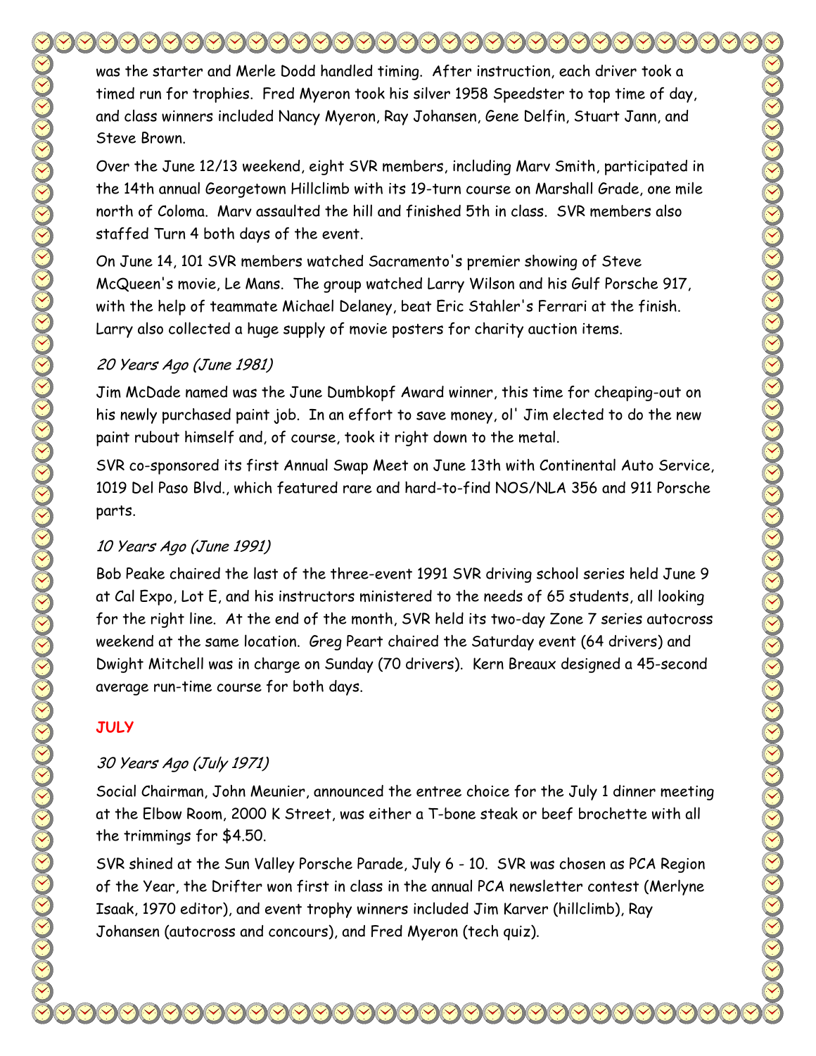was the starter and Merle Dodd handled timing. After instruction, each driver took a timed run for trophies. Fred Myeron took his silver 1958 Speedster to top time of day, and class winners included Nancy Myeron, Ray Johansen, Gene Delfin, Stuart Jann, and Steve Brown.

Over the June 12/13 weekend, eight SVR members, including Marv Smith, participated in the 14th annual Georgetown Hillclimb with its 19-turn course on Marshall Grade, one mile north of Coloma. Marv assaulted the hill and finished 5th in class. SVR members also staffed Turn 4 both days of the event.

On June 14, 101 SVR members watched Sacramento's premier showing of Steve McQueen's movie, Le Mans. The group watched Larry Wilson and his Gulf Porsche 917, with the help of teammate Michael Delaney, beat Eric Stahler's Ferrari at the finish. Larry also collected a huge supply of movie posters for charity auction items.

*20 Years Ago (June 1981)*

Jim McDade named was the June Dumbkopf Award winner, this time for cheaping-out on his newly purchased paint job. In an effort to save money, ol' Jim elected to do the new paint rubout himself and, of course, took it right down to the metal.

SVR co-sponsored its first Annual Swap Meet on June 13th with Continental Auto Service, 1019 Del Paso Blvd., which featured rare and hard-to-find NOS/NLA 356 and 911 Porsche parts.

*10 Years Ago (June 1991)*

Bob Peake chaired the last of the three-event 1991 SVR driving school series held June 9 at Cal Expo, Lot E, and his instructors ministered to the needs of 65 students, all looking for the right line. At the end of the month, SVR held its two-day Zone 7 series autocross weekend at the same location. Greg Peart chaired the Saturday event (64 drivers) and Dwight Mitchell was in charge on Sunday (70 drivers). Kern Breaux designed a 45-second average run-time course for both days.

**JULY**

*30 Years Ago (July 1971)*

Social Chairman, John Meunier, announced the entree choice for the July 1 dinner meeting at the Elbow Room, 2000 K Street, was either a T-bone steak or beef brochette with all the trimmings for $4.50.

SVR shined at the Sun Valley Porsche Parade, July 6 - 10. SVR was chosen as PCA Region of the Year, the Drifter won first in class in the annual PCA newsletter contest (Merlyne Isaak, 1970 editor), and event trophy winners included Jim Karver (hillclimb), Ray Johansen (autocross and concours), and Fred Myeron (tech quiz).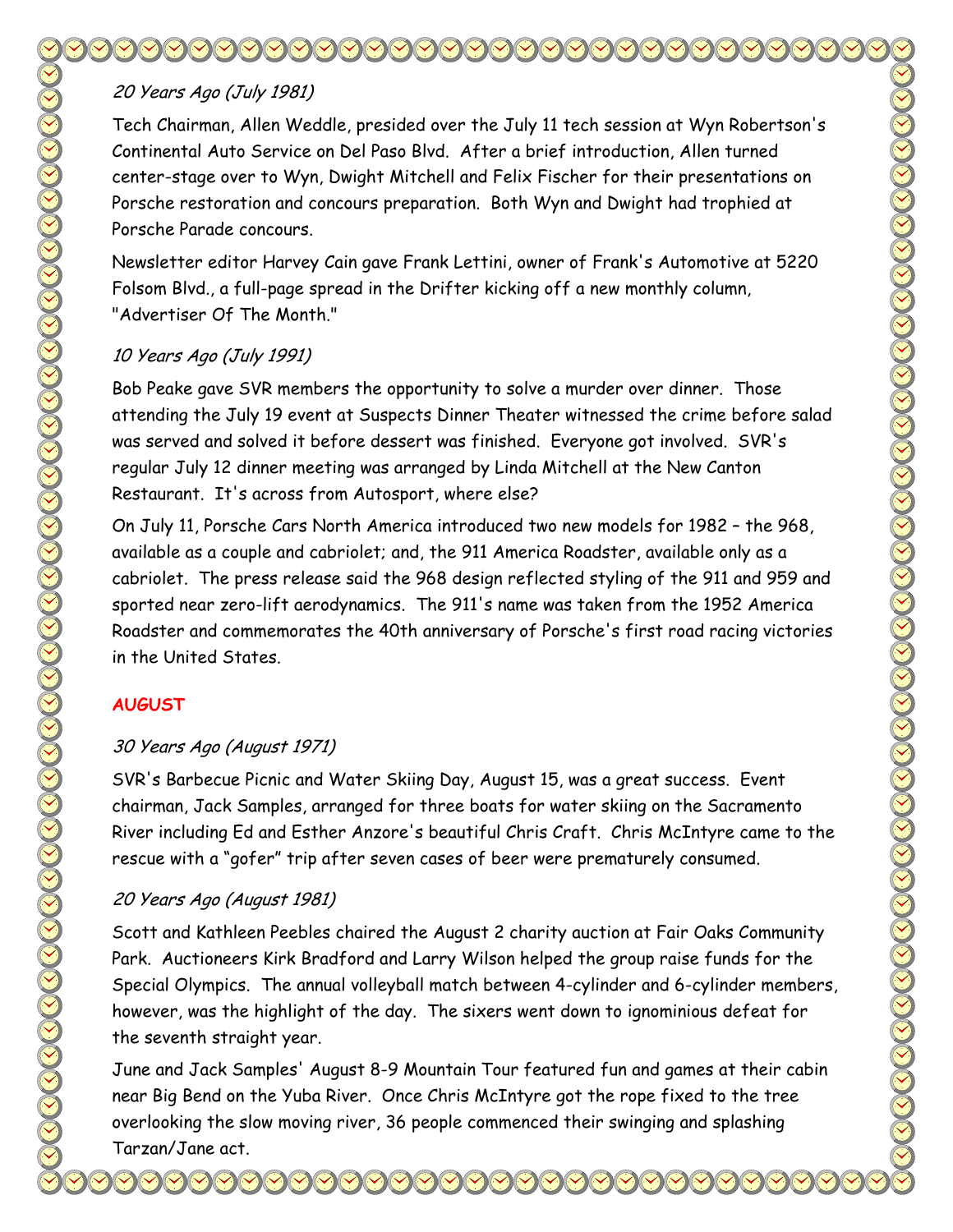*20 Years Ago (July 1981)*

Tech Chairman, Allen Weddle, presided over the July 11 tech session at Wyn Robertson's Continental Auto Service on Del Paso Blvd. After a brief introduction, Allen turned center-stage over to Wyn, Dwight Mitchell and Felix Fischer for their presentations on Porsche restoration and concours preparation. Both Wyn and Dwight had trophied at Porsche Parade concours.

Newsletter editor Harvey Cain gave Frank Lettini, owner of Frank's Automotive at 5220 Folsom Blvd., a full-page spread in the Drifter kicking off a new monthly column, "Advertiser Of The Month."

*10 Years Ago (July 1991)*

Bob Peake gave SVR members the opportunity to solve a murder over dinner. Those attending the July 19 event at Suspects Dinner Theater witnessed the crime before salad was served and solved it before dessert was finished. Everyone got involved. SVR's regular July 12 dinner meeting was arranged by Linda Mitchell at the New Canton Restaurant. It's across from Autosport, where else?

On July 11, Porsche Cars North America introduced two new models for 1982 – the 968, available as a couple and cabriolet; and, the 911 America Roadster, available only as a cabriolet. The press release said the 968 design reflected styling of the 911 and 959 and sported near zero-lift aerodynamics. The 911's name was taken from the 1952 America Roadster and commemorates the 40th anniversary of Porsche's first road racing victories in the United States.

**AUGUST**

*30 Years Ago (August 1971)*

SVR's Barbecue Picnic and Water Skiing Day, August 15, was a great success. Event chairman, Jack Samples, arranged for three boats for water skiing on the Sacramento River including Ed and Esther Anzore's beautiful Chris Craft. Chris McIntyre came to the rescue with a "gofer" trip after seven cases of beer were prematurely consumed.

*20 Years Ago (August 1981)*

Scott and Kathleen Peebles chaired the August 2 charity auction at Fair Oaks Community Park. Auctioneers Kirk Bradford and Larry Wilson helped the group raise funds for the Special Olympics. The annual volleyball match between 4-cylinder and 6-cylinder members, however, was the highlight of the day. The sixers went down to ignominious defeat for the seventh straight year.

June and Jack Samples' August 8-9 Mountain Tour featured fun and games at their cabin near Big Bend on the Yuba River. Once Chris McIntyre got the rope fixed to the tree overlooking the slow moving river, 36 people commenced their swinging and splashing Tarzan/Jane act.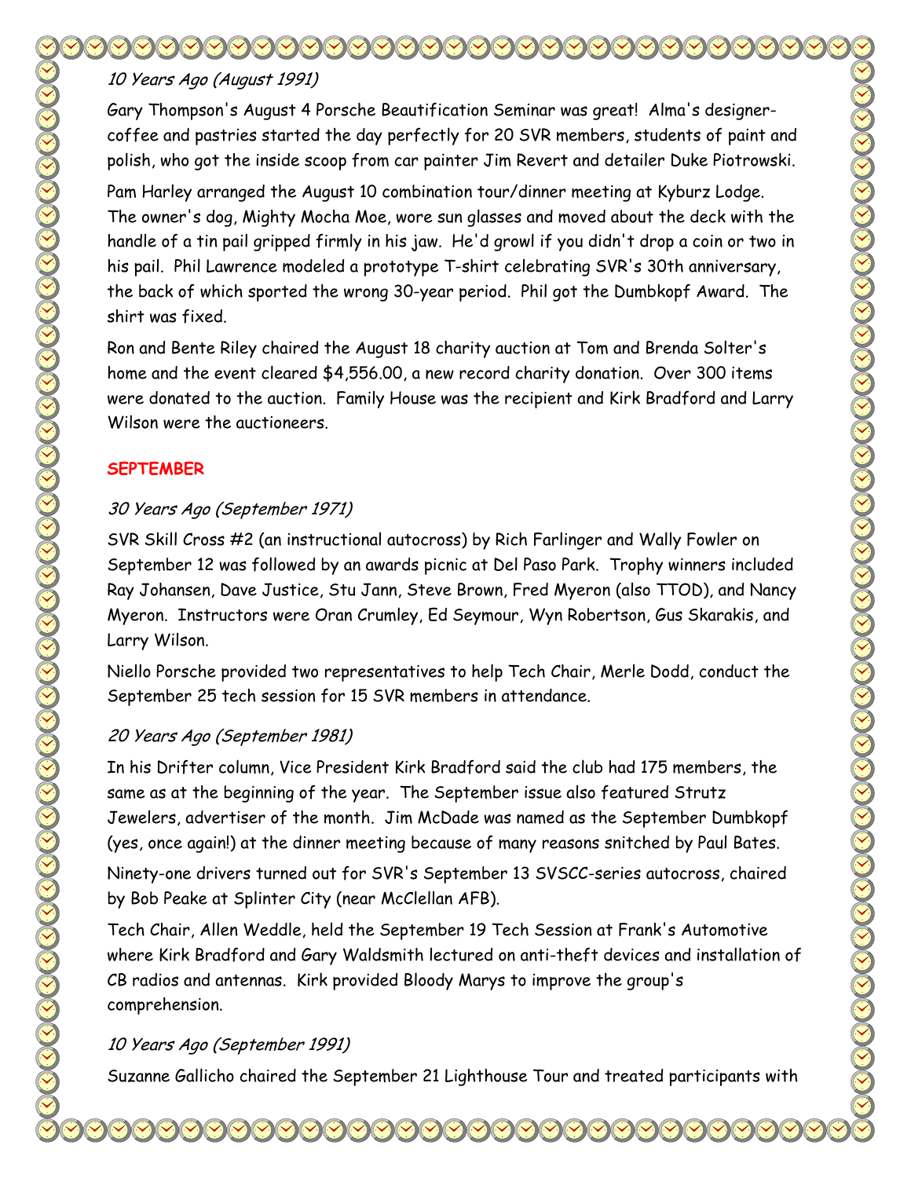*10 Years Ago (August 1991)*

Gary Thompson's August 4 Porsche Beautification Seminar was great! Alma's designer-coffee and pastries started the day perfectly for 20 SVR members, students of paint and polish, who got the inside scoop from car painter Jim Revert and detailer Duke Piotrowski.

Pam Harley arranged the August 10 combination tour/dinner meeting at Kyburz Lodge. The owner's dog, Mighty Mocha Moe, wore sun glasses and moved about the deck with the handle of a tin pail gripped firmly in his jaw. He'd growl if you didn't drop a coin or two in his pail. Phil Lawrence modeled a prototype T-shirt celebrating SVR's 30th anniversary, the back of which sported the wrong 30-year period. Phil got the Dumbkopf Award. The shirt was fixed.

Ron and Bente Riley chaired the August 18 charity auction at Tom and Brenda Solter's home and the event cleared $4,556.00, a new record charity donation. Over 300 items were donated to the auction. Family House was the recipient and Kirk Bradford and Larry Wilson were the auctioneers.

## SEPTEMBER

*30 Years Ago (September 1971)*

SVR Skill Cross #2 (an instructional autocross) by Rich Farlinger and Wally Fowler on September 12 was followed by an awards picnic at Del Paso Park. Trophy winners included Ray Johansen, Dave Justice, Stu Jann, Steve Brown, Fred Myeron (also TTOD), and Nancy Myeron. Instructors were Oran Crumley, Ed Seymour, Wyn Robertson, Gus Skarakis, and Larry Wilson.

Niello Porsche provided two representatives to help Tech Chair, Merle Dodd, conduct the September 25 tech session for 15 SVR members in attendance.

*20 Years Ago (September 1981)*

In his Drifter column, Vice President Kirk Bradford said the club had 175 members, the same as at the beginning of the year. The September issue also featured Strutz Jewelers, advertiser of the month. Jim McDade was named as the September Dumbkopf (yes, once again!) at the dinner meeting because of many reasons snitched by Paul Bates.

Ninety-one drivers turned out for SVR's September 13 SVSCC-series autocross, chaired by Bob Peake at Splinter City (near McClellan AFB).

Tech Chair, Allen Weddle, held the September 19 Tech Session at Frank's Automotive where Kirk Bradford and Gary Waldsmith lectured on anti-theft devices and installation of CB radios and antennas. Kirk provided Bloody Marys to improve the group's comprehension.

*10 Years Ago (September 1991)*

Suzanne Gallicho chaired the September 21 Lighthouse Tour and treated participants with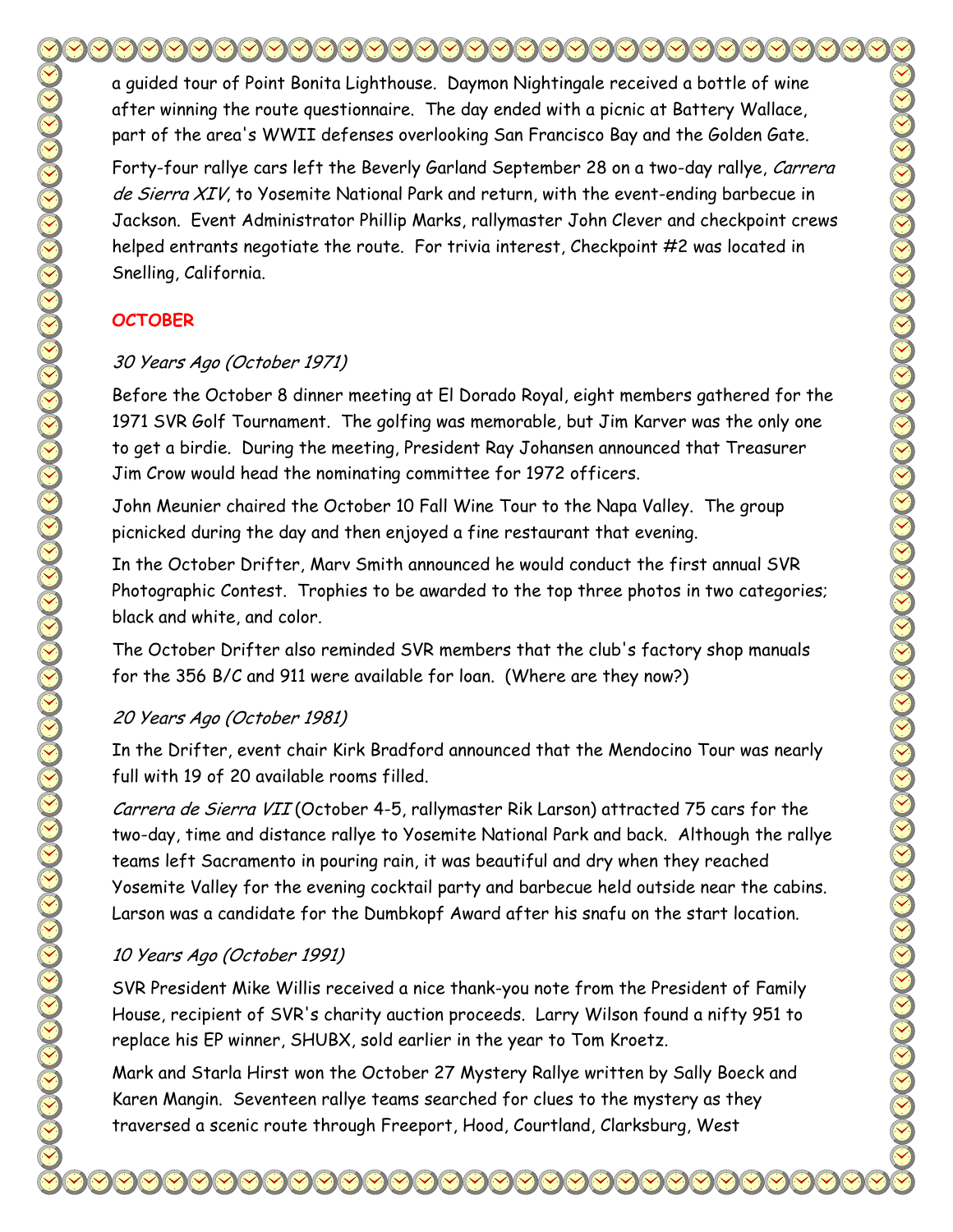a guided tour of Point Bonita Lighthouse. Daymon Nightingale received a bottle of wine after winning the route questionnaire. The day ended with a picnic at Battery Wallace, part of the area's WWII defenses overlooking San Francisco Bay and the Golden Gate.

Forty-four rallye cars left the Beverly Garland September 28 on a two-day rallye, *Carrera de Sierra XIV*, to Yosemite National Park and return, with the event-ending barbecue in Jackson. Event Administrator Phillip Marks, rallymaster John Clever and checkpoint crews helped entrants negotiate the route. For trivia interest, Checkpoint #2 was located in Snelling, California.

## OCTOBER

### *30 Years Ago (October 1971)*

Before the October 8 dinner meeting at El Dorado Royal, eight members gathered for the 1971 SVR Golf Tournament. The golfing was memorable, but Jim Karver was the only one to get a birdie. During the meeting, President Ray Johansen announced that Treasurer Jim Crow would head the nominating committee for 1972 officers.

John Meunier chaired the October 10 Fall Wine Tour to the Napa Valley. The group picnicked during the day and then enjoyed a fine restaurant that evening.

In the October Drifter, Marv Smith announced he would conduct the first annual SVR Photographic Contest. Trophies to be awarded to the top three photos in two categories; black and white, and color.

The October Drifter also reminded SVR members that the club's factory shop manuals for the 356 B/C and 911 were available for loan. (Where are they now?)

### *20 Years Ago (October 1981)*

In the Drifter, event chair Kirk Bradford announced that the Mendocino Tour was nearly full with 19 of 20 available rooms filled.

*Carrera de Sierra VII* (October 4-5, rallymaster Rik Larson) attracted 75 cars for the two-day, time and distance rallye to Yosemite National Park and back. Although the rallye teams left Sacramento in pouring rain, it was beautiful and dry when they reached Yosemite Valley for the evening cocktail party and barbecue held outside near the cabins. Larson was a candidate for the Dumbkopf Award after his snafu on the start location.

### *10 Years Ago (October 1991)*

SVR President Mike Willis received a nice thank-you note from the President of Family House, recipient of SVR's charity auction proceeds. Larry Wilson found a nifty 951 to replace his EP winner, SHUBX, sold earlier in the year to Tom Kroetz.

Mark and Starla Hirst won the October 27 Mystery Rallye written by Sally Boeck and Karen Mangin. Seventeen rallye teams searched for clues to the mystery as they traversed a scenic route through Freeport, Hood, Courtland, Clarksburg, West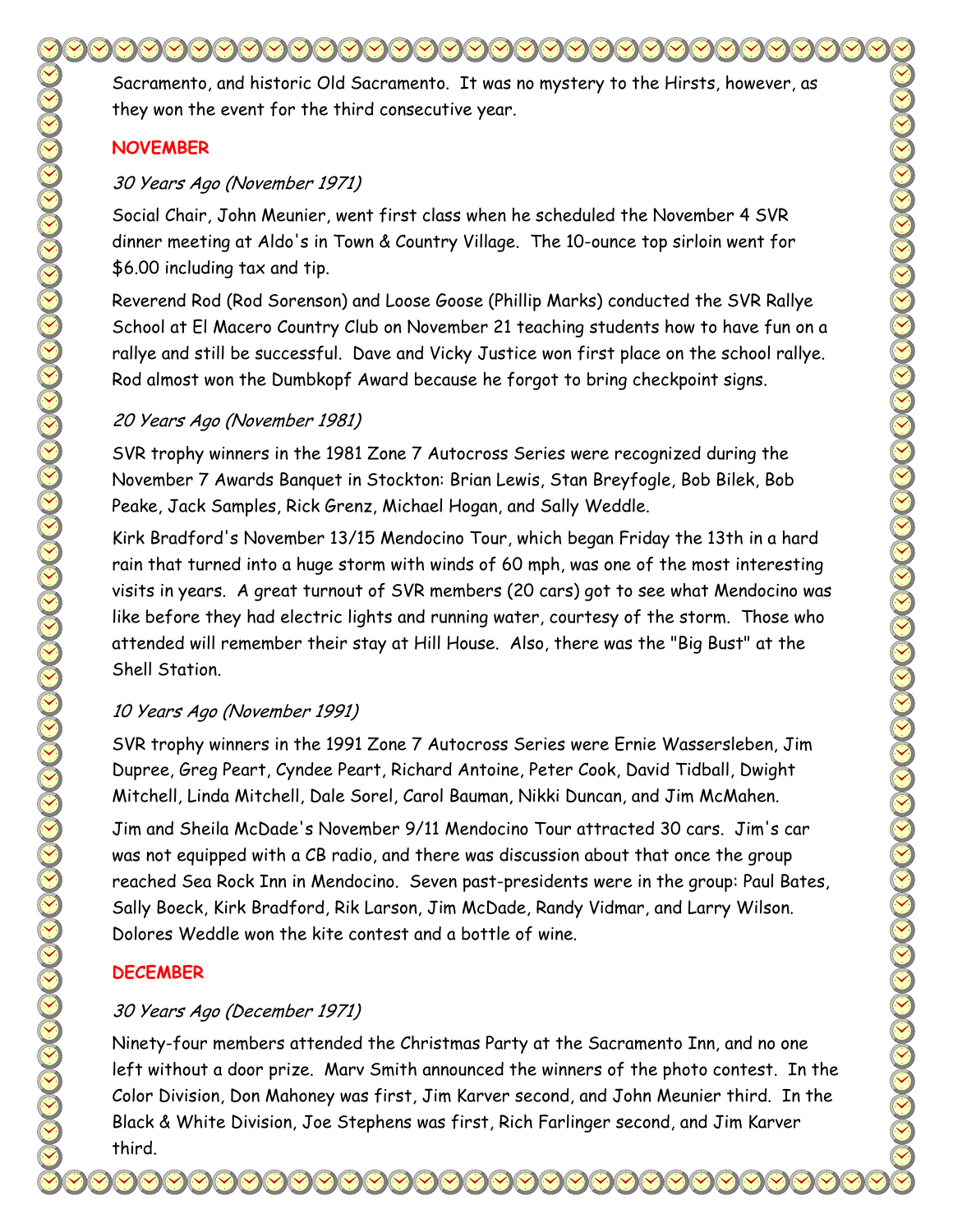Sacramento, and historic Old Sacramento. It was no mystery to the Hirsts, however, as they won the event for the third consecutive year.

## NOVEMBER

### *30 Years Ago (November 1971)*

Social Chair, John Meunier, went first class when he scheduled the November 4 SVR dinner meeting at Aldo's in Town & Country Village. The 10-ounce top sirloin went for $6.00 including tax and tip.

Reverend Rod (Rod Sorenson) and Loose Goose (Phillip Marks) conducted the SVR Rallye School at El Macero Country Club on November 21 teaching students how to have fun on a rallye and still be successful. Dave and Vicky Justice won first place on the school rallye. Rod almost won the Dumbkopf Award because he forgot to bring checkpoint signs.

### *20 Years Ago (November 1981)*

SVR trophy winners in the 1981 Zone 7 Autocross Series were recognized during the November 7 Awards Banquet in Stockton: Brian Lewis, Stan Breyfogle, Bob Bilek, Bob Peake, Jack Samples, Rick Grenz, Michael Hogan, and Sally Weddle.

Kirk Bradford's November 13/15 Mendocino Tour, which began Friday the 13th in a hard rain that turned into a huge storm with winds of 60 mph, was one of the most interesting visits in years. A great turnout of SVR members (20 cars) got to see what Mendocino was like before they had electric lights and running water, courtesy of the storm. Those who attended will remember their stay at Hill House. Also, there was the "Big Bust" at the Shell Station.

### *10 Years Ago (November 1991)*

SVR trophy winners in the 1991 Zone 7 Autocross Series were Ernie Wassersleben, Jim Dupree, Greg Peart, Cyndee Peart, Richard Antoine, Peter Cook, David Tidball, Dwight Mitchell, Linda Mitchell, Dale Sorel, Carol Bauman, Nikki Duncan, and Jim McMahen.

Jim and Sheila McDade's November 9/11 Mendocino Tour attracted 30 cars. Jim's car was not equipped with a CB radio, and there was discussion about that once the group reached Sea Rock Inn in Mendocino. Seven past-presidents were in the group: Paul Bates, Sally Boeck, Kirk Bradford, Rik Larson, Jim McDade, Randy Vidmar, and Larry Wilson. Dolores Weddle won the kite contest and a bottle of wine.

## DECEMBER

### *30 Years Ago (December 1971)*

Ninety-four members attended the Christmas Party at the Sacramento Inn, and no one left without a door prize. Marv Smith announced the winners of the photo contest. In the Color Division, Don Mahoney was first, Jim Karver second, and John Meunier third. In the Black & White Division, Joe Stephens was first, Rich Farlinger second, and Jim Karver third.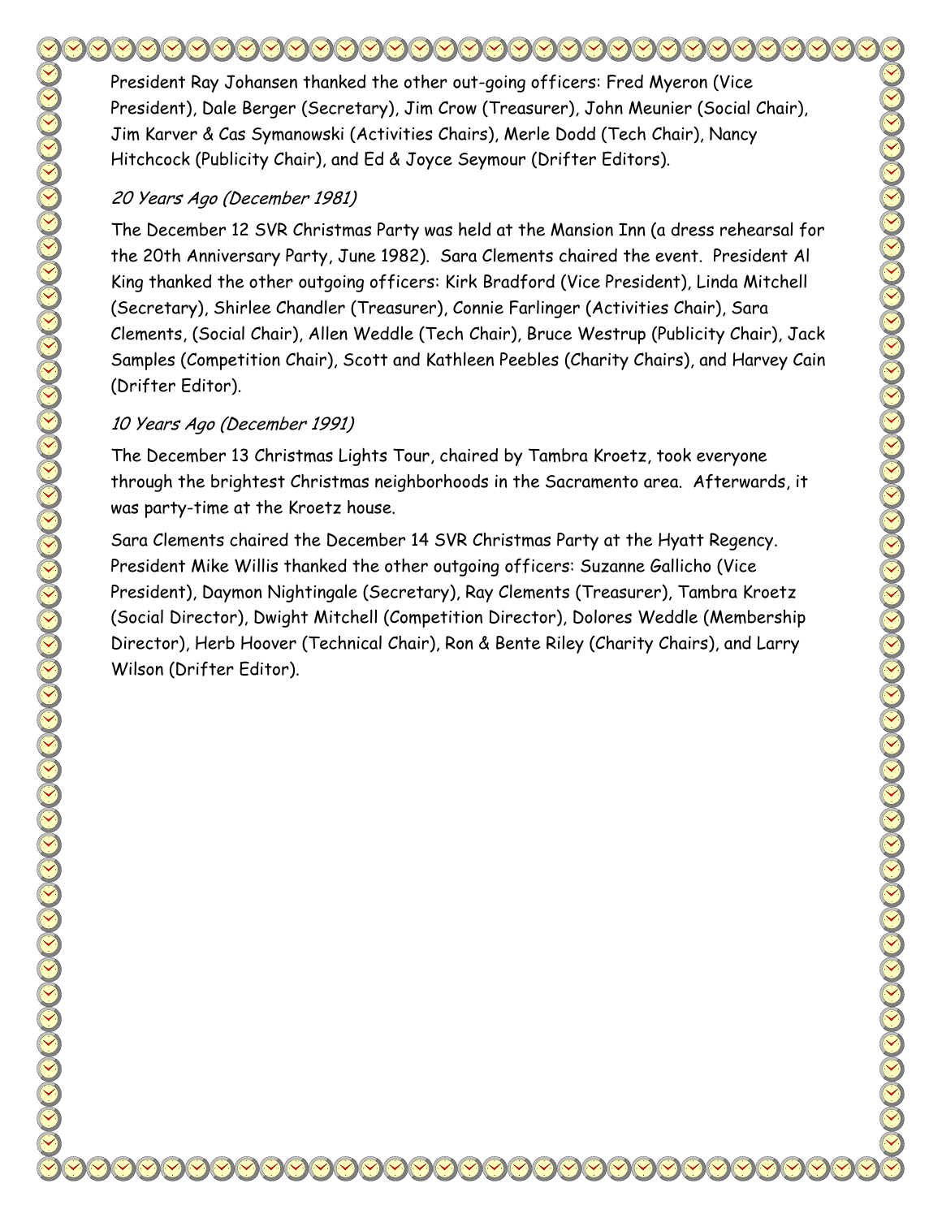President Ray Johansen thanked the other out-going officers: Fred Myeron (Vice President), Dale Berger (Secretary), Jim Crow (Treasurer), John Meunier (Social Chair), Jim Karver & Cas Symanowski (Activities Chairs), Merle Dodd (Tech Chair), Nancy Hitchcock (Publicity Chair), and Ed & Joyce Seymour (Drifter Editors).

*20 Years Ago (December 1981)*

The December 12 SVR Christmas Party was held at the Mansion Inn (a dress rehearsal for the 20th Anniversary Party, June 1982). Sara Clements chaired the event. President Al King thanked the other outgoing officers: Kirk Bradford (Vice President), Linda Mitchell (Secretary), Shirlee Chandler (Treasurer), Connie Farlinger (Activities Chair), Sara Clements, (Social Chair), Allen Weddle (Tech Chair), Bruce Westrup (Publicity Chair), Jack Samples (Competition Chair), Scott and Kathleen Peebles (Charity Chairs), and Harvey Cain (Drifter Editor).

*10 Years Ago (December 1991)*

The December 13 Christmas Lights Tour, chaired by Tambra Kroetz, took everyone through the brightest Christmas neighborhoods in the Sacramento area. Afterwards, it was party-time at the Kroetz house.

Sara Clements chaired the December 14 SVR Christmas Party at the Hyatt Regency. President Mike Willis thanked the other outgoing officers: Suzanne Gallicho (Vice President), Daymon Nightingale (Secretary), Ray Clements (Treasurer), Tambra Kroetz (Social Director), Dwight Mitchell (Competition Director), Dolores Weddle (Membership Director), Herb Hoover (Technical Chair), Ron & Bente Riley (Charity Chairs), and Larry Wilson (Drifter Editor).